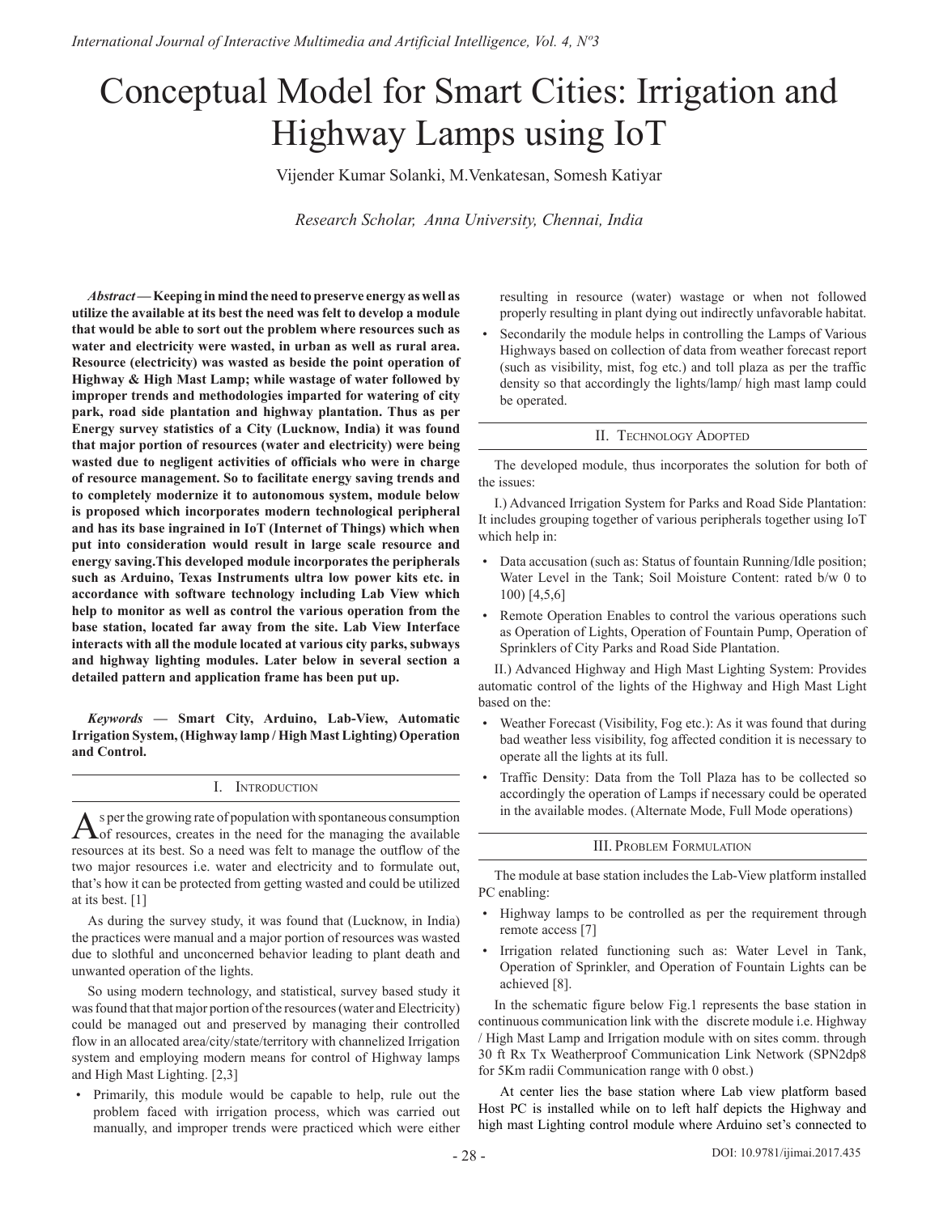# Conceptual Model for Smart Cities: Irrigation and Highway Lamps using IoT

Vijender Kumar Solanki, M.Venkatesan, Somesh Katiyar

*Research Scholar, Anna University, Chennai, India*

***Abstract* — Keeping in mind the need to preserve energy as well as utilize the available at its best the need was felt to develop a module that would be able to sort out the problem where resources such as water and electricity were wasted, in urban as well as rural area. Resource (electricity) was wasted as beside the point operation of Highway & High Mast Lamp; while wastage of water followed by improper trends and methodologies imparted for watering of city park, road side plantation and highway plantation. Thus as per Energy survey statistics of a City (Lucknow, India) it was found that major portion of resources (water and electricity) were being wasted due to negligent activities of officials who were in charge of resource management. So to facilitate energy saving trends and to completely modernize it to autonomous system, module below is proposed which incorporates modern technological peripheral and has its base ingrained in IoT (Internet of Things) which when put into consideration would result in large scale resource and energy saving.This developed module incorporates the peripherals such as Arduino, Texas Instruments ultra low power kits etc. in accordance with software technology including Lab View which help to monitor as well as control the various operation from the base station, located far away from the site. Lab View Interface interacts with all the module located at various city parks, subways and highway lighting modules. Later below in several section a detailed pattern and application frame has been put up.**

***Keywords* — Smart City, Arduino, Lab-View, Automatic Irrigation System, (Highway lamp / High Mast Lighting) Operation and Control.**

## I. Introduction

As per the growing rate of population with spontaneous consumption of resources, creates in the need for the managing the available resources at its best. So a need was felt to manage the outflow of the two major resources i.e. water and electricity and to formulate out, that's how it can be protected from getting wasted and could be utilized at its best. [1]

As during the survey study, it was found that (Lucknow, in India) the practices were manual and a major portion of resources was wasted due to slothful and unconcerned behavior leading to plant death and unwanted operation of the lights.

So using modern technology, and statistical, survey based study it was found that that major portion of the resources (water and Electricity) could be managed out and preserved by managing their controlled flow in an allocated area/city/state/territory with channelized Irrigation system and employing modern means for control of Highway lamps and High Mast Lighting. [2,3]

- Primarily, this module would be capable to help, rule out the problem faced with irrigation process, which was carried out manually, and improper trends were practiced which were either resulting in resource (water) wastage or when not followed properly resulting in plant dying out indirectly unfavorable habitat.
- Secondarily the module helps in controlling the Lamps of Various Highways based on collection of data from weather forecast report (such as visibility, mist, fog etc.) and toll plaza as per the traffic density so that accordingly the lights/lamp/ high mast lamp could be operated.

## II. Technology Adopted

The developed module, thus incorporates the solution for both of the issues:

I.) Advanced Irrigation System for Parks and Road Side Plantation: It includes grouping together of various peripherals together using IoT which help in:

- Data accusation (such as: Status of fountain Running/Idle position; Water Level in the Tank; Soil Moisture Content: rated b/w 0 to 100) [4,5,6]
- Remote Operation Enables to control the various operations such as Operation of Lights, Operation of Fountain Pump, Operation of Sprinklers of City Parks and Road Side Plantation.

II.) Advanced Highway and High Mast Lighting System: Provides automatic control of the lights of the Highway and High Mast Light based on the:

- Weather Forecast (Visibility, Fog etc.): As it was found that during bad weather less visibility, fog affected condition it is necessary to operate all the lights at its full.
- Traffic Density: Data from the Toll Plaza has to be collected so accordingly the operation of Lamps if necessary could be operated in the available modes. (Alternate Mode, Full Mode operations)

## III. Problem Formulation

The module at base station includes the Lab-View platform installed PC enabling:

- Highway lamps to be controlled as per the requirement through remote access [7]
- Irrigation related functioning such as: Water Level in Tank, Operation of Sprinkler, and Operation of Fountain Lights can be achieved [8].

In the schematic figure below Fig.1 represents the base station in continuous communication link with the discrete module i.e. Highway / High Mast Lamp and Irrigation module with on sites comm. through 30 ft Rx Tx Weatherproof Communication Link Network (SPN2dp8 for 5Km radii Communication range with 0 obst.)

At center lies the base station where Lab view platform based Host PC is installed while on to left half depicts the Highway and high mast Lighting control module where Arduino set's connected to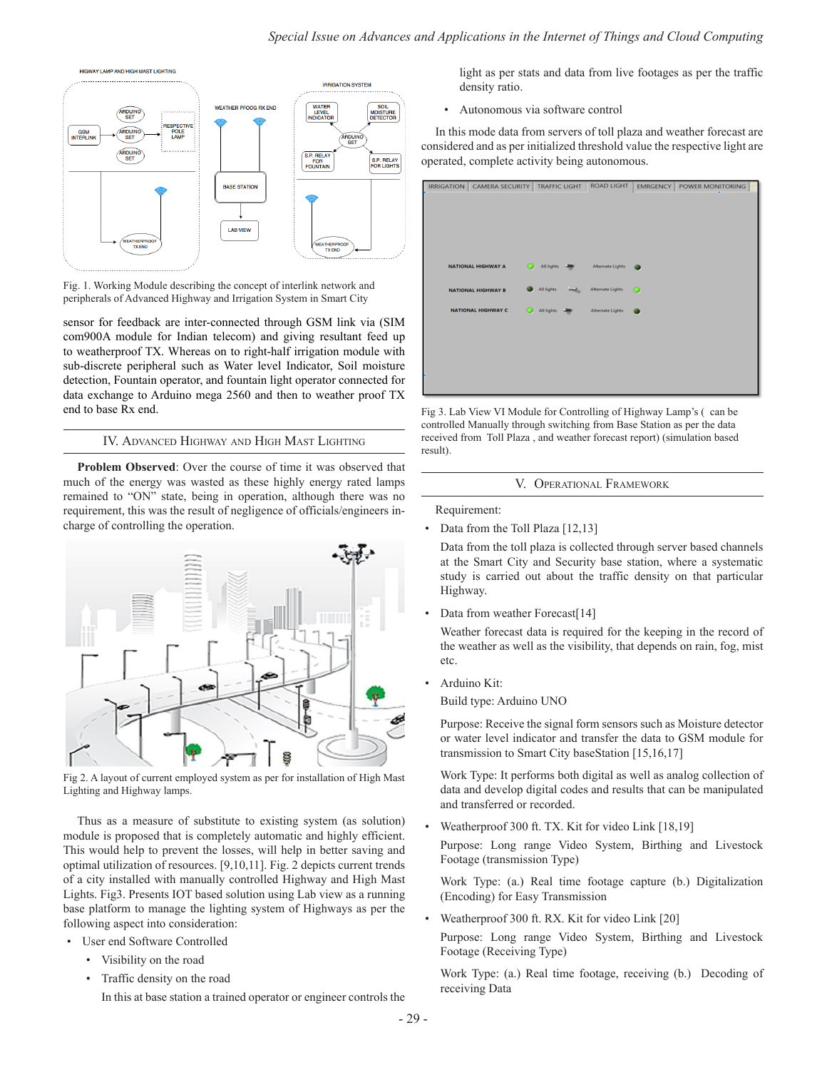Fig. 1. Working Module describing the concept of interlink network and peripherals of Advanced Highway and Irrigation System in Smart City

sensor for feedback are inter-connected through GSM link via (SIM com900A module for Indian telecom) and giving resultant feed up to weatherproof TX. Whereas on to right-half irrigation module with sub-discrete peripheral such as Water level Indicator, Soil moisture detection, Fountain operator, and fountain light operator connected for data exchange to Arduino mega 2560 and then to weather proof TX end to base Rx end.

## IV. Advanced Highway and High Mast Lighting

**Problem Observed**: Over the course of time it was observed that much of the energy was wasted as these highly energy rated lamps remained to "ON" state, being in operation, although there was no requirement, this was the result of negligence of officials/engineers in-charge of controlling the operation.

Fig 2. A layout of current employed system as per for installation of High Mast Lighting and Highway lamps.

Thus as a measure of substitute to existing system (as solution) module is proposed that is completely automatic and highly efficient. This would help to prevent the losses, will help in better saving and optimal utilization of resources. [9,10,11]. Fig. 2 depicts current trends of a city installed with manually controlled Highway and High Mast Lights. Fig3. Presents IOT based solution using Lab view as a running base platform to manage the lighting system of Highways as per the following aspect into consideration:

- User and Software Controlled
  - Visibility on the road
  - Traffic density on the road

    In this at base station a trained operator or engineer controls the light as per stats and data from live footages as per the traffic density ratio.
  - Autonomous via software control

In this mode data from servers of toll plaza and weather forecast are considered and as per initialized threshold value the respective light are operated, complete activity being autonomous.

Fig 3. Lab View VI Module for Controlling of Highway Lamp's ( can be controlled Manually through switching from Base Station as per the data received from Toll Plaza , and weather forecast report) (simulation based result).

## V. Operational Framework

Requirement:

- Data from the Toll Plaza [12,13]

  Data from the toll plaza is collected through server based channels at the Smart City and Security base station, where a systematic study is carried out about the traffic density on that particular Highway.

- Data from weather Forecast[14]

  Weather forecast data is required for the keeping in the record of the weather as well as the visibility, that depends on rain, fog, mist etc.

- Arduino Kit:

  Build type: Arduino UNO

  Purpose: Receive the signal form sensors such as Moisture detector or water level indicator and transfer the data to GSM module for transmission to Smart City baseStation [15,16,17]

  Work Type: It performs both digital as well as analog collection of data and develop digital codes and results that can be manipulated and transferred or recorded.

- Weatherproof 300 ft. TX. Kit for video Link [18,19]

  Purpose: Long range Video System, Birthing and Livestock Footage (transmission Type)

  Work Type: (a.) Real time footage capture (b.) Digitalization (Encoding) for Easy Transmission

- Weatherproof 300 ft. RX. Kit for video Link [20]

  Purpose: Long range Video System, Birthing and Livestock Footage (Receiving Type)

  Work Type: (a.) Real time footage, receiving (b.) Decoding of receiving Data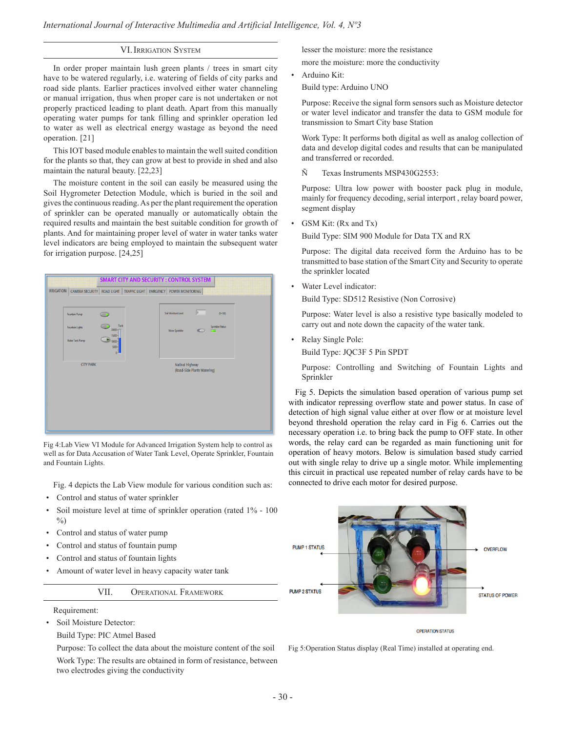## VI. Irrigation System

In order proper maintain lush green plants / trees in smart city have to be watered regularly, i.e. watering of fields of city parks and road side plants. Earlier practices involved either water channeling or manual irrigation, thus when proper care is not undertaken or not properly practiced leading to plant death. Apart from this manually operating water pumps for tank filling and sprinkler operation led to water as well as electrical energy wastage as beyond the need operation. [21]

This IOT based module enables to maintain the well suited condition for the plants so that, they can grow at best to provide in shed and also maintain the natural beauty. [22,23]

The moisture content in the soil can easily be measured using the Soil Hygrometer Detection Module, which is buried in the soil and gives the continuous reading. As per the plant requirement the operation of sprinkler can be operated manually or automatically obtain the required results and maintain the best suitable condition for growth of plants. And for maintaining proper level of water in water tanks water level indicators are being employed to maintain the subsequent water for irrigation purpose. [24,25]

Fig 4:Lab View VI Module for Advanced Irrigation System help to control as well as for Data Accusation of Water Tank Level, Operate Sprinkler, Fountain and Fountain Lights.

Fig. 4 depicts the Lab View module for various condition such as:

- Control and status of water sprinkler
- Soil moisture level at time of sprinkler operation (rated 1% - 100 %)
- Control and status of water pump
- Control and status of fountain pump
- Control and status of fountain lights
- Amount of water level in heavy capacity water tank

## VII. Operational Framework

Requirement:

- Soil Moisture Detector:

  Build Type: PIC Atmel Based

  Purpose: To collect the data about the moisture content of the soil

  Work Type: The results are obtained in form of resistance, between two electrodes giving the conductivity

  lesser the moisture: more the resistance

  more the moisture: more the conductivity

- Arduino Kit:

  Build type: Arduino UNO

  Purpose: Receive the signal form sensors such as Moisture detector or water level indicator and transfer the data to GSM module for transmission to Smart City base Station

  Work Type: It performs both digital as well as analog collection of data and develop digital codes and results that can be manipulated and transferred or recorded.

  Ñ Texas Instruments MSP430G2553:

  Purpose: Ultra low power with booster pack plug in module, mainly for frequency decoding, serial interport , relay board power, segment display

- GSM Kit: (Rx and Tx)

  Build Type: SIM 900 Module for Data TX and RX

  Purpose: The digital data received form the Arduino has to be transmitted to base station of the Smart City and Security to operate the sprinkler located

- Water Level indicator:

  Build Type: SD512 Resistive (Non Corrosive)

  Purpose: Water level is also a resistive type basically modeled to carry out and note down the capacity of the water tank.

- Relay Single Pole:

  Build Type: JQC3F 5 Pin SPDT

  Purpose: Controlling and Switching of Fountain Lights and Sprinkler

Fig 5. Depicts the simulation based operation of various pump set with indicator repressing overflow state and power status. In case of detection of high signal value either at over flow or at moisture level beyond threshold operation the relay card in Fig 6. Carries out the necessary operation i.e. to bring back the pump to OFF state. In other words, the relay card can be regarded as main functioning unit for operation of heavy motors. Below is simulation based study carried out with single relay to drive up a single motor. While implementing this circuit in practical use repeated number of relay cards have to be connected to drive each motor for desired purpose.

Fig 5:Operation Status display (Real Time) installed at operating end.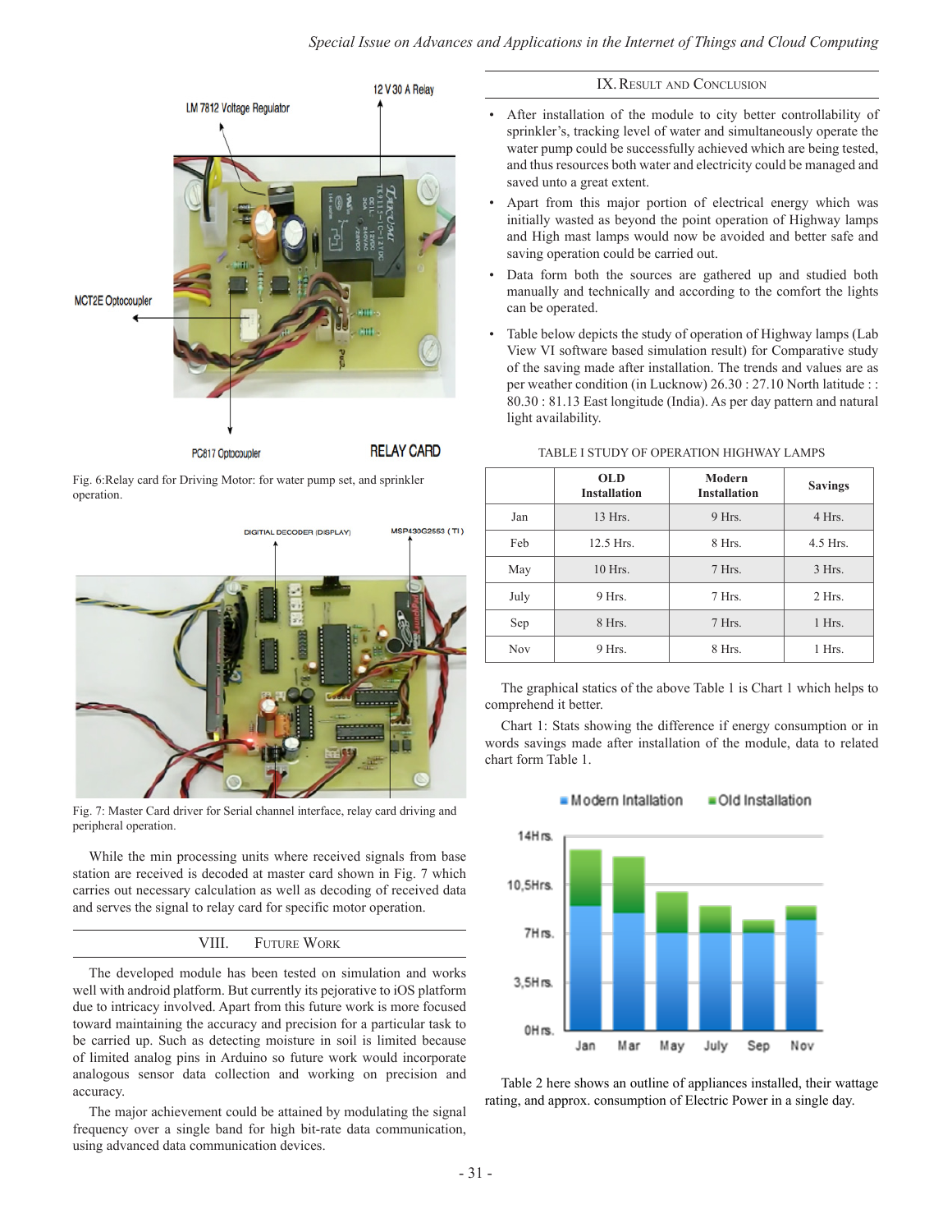Fig. 6:Relay card for Driving Motor: for water pump set, and sprinkler operation.

Fig. 7: Master Card driver for Serial channel interface, relay card driving and peripheral operation.

While the min processing units where received signals from base station are received is decoded at master card shown in Fig. 7 which carries out necessary calculation as well as decoding of received data and serves the signal to relay card for specific motor operation.

## VIII. Future Work

The developed module has been tested on simulation and works well with android platform. But currently its pejorative to iOS platform due to intricacy involved. Apart from this future work is more focused toward maintaining the accuracy and precision for a particular task to be carried up. Such as detecting moisture in soil is limited because of limited analog pins in Arduino so future work would incorporate analogous sensor data collection and working on precision and accuracy.

The major achievement could be attained by modulating the signal frequency over a single band for high bit-rate data communication, using advanced data communication devices.

## IX. Result and Conclusion

- After installation of the module to city better controllability of sprinkler's, tracking level of water and simultaneously operate the water pump could be successfully achieved which are being tested, and thus resources both water and electricity could be managed and saved unto a great extent.
- Apart from this major portion of electrical energy which was initially wasted as beyond the point operation of Highway lamps and High mast lamps would now be avoided and better safe and saving operation could be carried out.
- Data form both the sources are gathered up and studied both manually and technically and according to the comfort the lights can be operated.
- Table below depicts the study of operation of Highway lamps (Lab View VI software based simulation result) for Comparative study of the saving made after installation. The trends and values are as per weather condition (in Lucknow) 26.30 : 27.10 North latitude : : 80.30 : 81.13 East longitude (India). As per day pattern and natural light availability.

TABLE I Study of Operation Highway Lamps

| | OLD Installation | Modern Installation | Savings |
|---|---|---|---|
| Jan | 13 Hrs. | 9 Hrs. | 4 Hrs. |
| Feb | 12.5 Hrs. | 8 Hrs. | 4.5 Hrs. |
| May | 10 Hrs. | 7 Hrs. | 3 Hrs. |
| July | 9 Hrs. | 7 Hrs. | 2 Hrs. |
| Sep | 8 Hrs. | 7 Hrs. | 1 Hrs. |
| Nov | 9 Hrs. | 8 Hrs. | 1 Hrs. |

The graphical statics of the above Table 1 is Chart 1 which helps to comprehend it better.

Chart 1: Stats showing the difference if energy consumption or in words savings made after installation of the module, data to related chart form Table 1.

Table 2 here shows an outline of appliances installed, their wattage rating, and approx. consumption of Electric Power in a single day.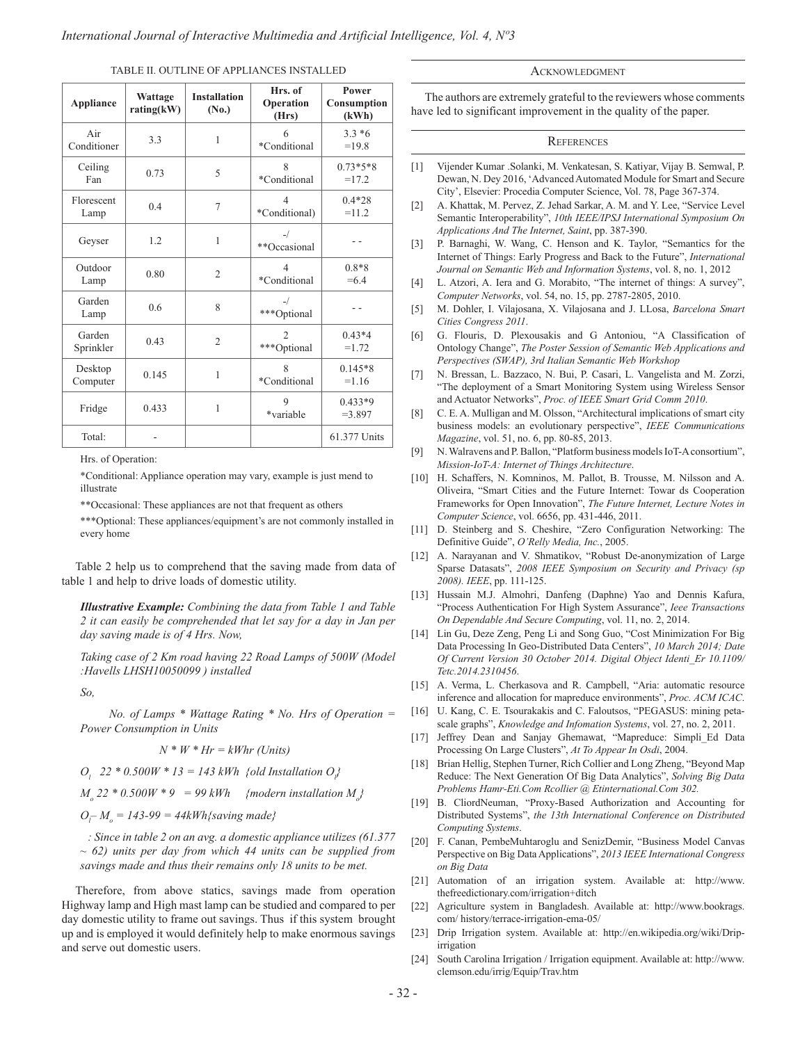TABLE II. OUTLINE OF APPLIANCES INSTALLED

| Appliance | Wattage rating(kW) | Installation (No.) | Hrs. of Operation (Hrs) | Power Consumption (kWh) |
|---|---|---|---|---|
| Air Conditioner | 3.3 | 1 | 6 *Conditional | 3.3 *6 =19.8 |
| Ceiling Fan | 0.73 | 5 | 8 *Conditional | 0.73*5*8 =17.2 |
| Florescent Lamp | 0.4 | 7 | 4 *Conditional) | 0.4*28 =11.2 |
| Geyser | 1.2 | 1 | -/ **Occasional | - - |
| Outdoor Lamp | 0.80 | 2 | 4 *Conditional | 0.8*8 =6.4 |
| Garden Lamp | 0.6 | 8 | -/ ***Optional | - - |
| Garden Sprinkler | 0.43 | 2 | 2 ***Optional | 0.43*4 =1.72 |
| Desktop Computer | 0.145 | 1 | 8 *Conditional | 0.145*8 =1.16 |
| Fridge | 0.433 | 1 | 9 *variable | 0.433*9 =3.897 |
| Total: | - | | | 61.377 Units |

Hrs. of Operation:

*Conditional: Appliance operation may vary, example is just mend to illustrate

**Occasional: These appliances are not that frequent as others

***Optional: These appliances/equipment's are not commonly installed in every home

Table 2 help us to comprehend that the saving made from data of table 1 and help to drive loads of domestic utility.

***Illustrative Example:*** *Combining the data from Table 1 and Table 2 it can easily be comprehended that let say for a day in Jan per day saving made is of 4 Hrs. Now,*

*Taking case of 2 Km road having 22 Road Lamps of 500W (Model :Havells LHSH10050099 ) installed*

*So,*

*No. of Lamps * Wattage Rating * No. Hrs of Operation = Power Consumption in Units*

$$N * W * Hr = kWhr\ (Units)$$

$O_i$ *22 * 0.500W * 13 = 143 kWh {old Installation $O_i$}*

$M_o$ *22 * 0.500W * 9 = 99 kWh {modern installation $M_o$}*

$O_i - M_o$ *= 143-99 = 44kWh{saving made}*

*: Since in table 2 on an avg. a domestic appliance utilizes (61.377 ~ 62) units per day from which 44 units can be supplied from savings made and thus their remains only 18 units to be met.*

Therefore, from above statics, savings made from operation Highway lamp and High mast lamp can be studied and compared to per day domestic utility to frame out savings. Thus if this system brought up and is employed it would definitely help to make enormous savings and serve out domestic users.

## Acknowledgment

The authors are extremely grateful to the reviewers whose comments have led to significant improvement in the quality of the paper.

## References

[1] Vijender Kumar .Solanki, M. Venkatesan, S. Katiyar, Vijay B. Semwal, P. Dewan, N. Dey 2016, 'Advanced Automated Module for Smart and Secure City', Elsevier: Procedia Computer Science, Vol. 78, Page 367-374.

[2] A. Khattak, M. Pervez, Z. Jehad Sarkar, A. M. and Y. Lee, "Service Level Semantic Interoperability", *10th IEEE/IPSJ International Symposium On Applications And The Internet, Saint*, pp. 387-390.

[3] P. Barnaghi, W. Wang, C. Henson and K. Taylor, "Semantics for the Internet of Things: Early Progress and Back to the Future", *International Journal on Semantic Web and Information Systems*, vol. 8, no. 1, 2012

[4] L. Atzori, A. Iera and G. Morabito, "The internet of things: A survey", *Computer Networks*, vol. 54, no. 15, pp. 2787-2805, 2010.

[5] M. Dohler, I. Vilajosana, X. Vilajosana and J. LLosa, *Barcelona Smart Cities Congress 2011*.

[6] G. Flouris, D. Plexousakis and G Antoniou, "A Classification of Ontology Change", *The Poster Session of Semantic Web Applications and Perspectives (SWAP), 3rd Italian Semantic Web Workshop*

[7] N. Bressan, L. Bazzaco, N. Bui, P. Casari, L. Vangelista and M. Zorzi, "The deployment of a Smart Monitoring System using Wireless Sensor and Actuator Networks", *Proc. of IEEE Smart Grid Comm 2010*.

[8] C. E. A. Mulligan and M. Olsson, "Architectural implications of smart city business models: an evolutionary perspective", *IEEE Communications Magazine*, vol. 51, no. 6, pp. 80-85, 2013.

[9] N. Walravens and P. Ballon, "Platform business models IoT-A consortium", *Mission-IoT-A: Internet of Things Architecture*.

[10] H. Schaffers, N. Komninos, M. Pallot, B. Trousse, M. Nilsson and A. Oliveira, "Smart Cities and the Future Internet: Towar ds Cooperation Frameworks for Open Innovation", *The Future Internet, Lecture Notes in Computer Science*, vol. 6656, pp. 431-446, 2011.

[11] D. Steinberg and S. Cheshire, "Zero Configuration Networking: The Definitive Guide", *O'Relly Media, Inc.*, 2005.

[12] A. Narayanan and V. Shmatikov, "Robust De-anonymization of Large Sparse Datasats", *2008 IEEE Symposium on Security and Privacy (sp 2008). IEEE*, pp. 111-125.

[13] Hussain M.J. Almohri, Danfeng (Daphne) Yao and Dennis Kafura, "Process Authentication For High System Assurance", *Ieee Transactions On Dependable And Secure Computing*, vol. 11, no. 2, 2014.

[14] Lin Gu, Deze Zeng, Peng Li and Song Guo, "Cost Minimization For Big Data Processing In Geo-Distributed Data Centers", *10 March 2014; Date Of Current Version 30 October 2014. Digital Object Identi_Er 10.1109/ Tetc.2014.2310456*.

[15] A. Verma, L. Cherkasova and R. Campbell, "Aria: automatic resource inference and allocation for mapreduce environments", *Proc. ACM ICAC*.

[16] U. Kang, C. E. Tsourakakis and C. Faloutsos, "PEGASUS: mining peta-scale graphs", *Knowledge and Infomation Systems*, vol. 27, no. 2, 2011.

[17] Jeffrey Dean and Sanjay Ghemawat, "Mapreduce: Simpli_Ed Data Processing On Large Clusters", *At To Appear In Osdi*, 2004.

[18] Brian Hellig, Stephen Turner, Rich Collier and Long Zheng, "Beyond Map Reduce: The Next Generation Of Big Data Analytics", *Solving Big Data Problems Hamr-Eti.Com Rcollier @ Etinternational.Com 302.*

[19] B. CliordNeuman, "Proxy-Based Authorization and Accounting for Distributed Systems", *the 13th International Conference on Distributed Computing Systems*.

[20] F. Canan, PembeMuhtaroglu and SenizDemir, "Business Model Canvas Perspective on Big Data Applications", *2013 IEEE International Congress on Big Data*

[21] Automation of an irrigation system. Available at: http://www.thefreedictionary.com/irrigation+ditch

[22] Agriculture system in Bangladesh. Available at: http://www.bookrags.com/ history/terrace-irrigation-ema-05/

[23] Drip Irrigation system. Available at: http://en.wikipedia.org/wiki/Drip-irrigation

[24] South Carolina Irrigation / Irrigation equipment. Available at: http://www.clemson.edu/irrig/Equip/Trav.htm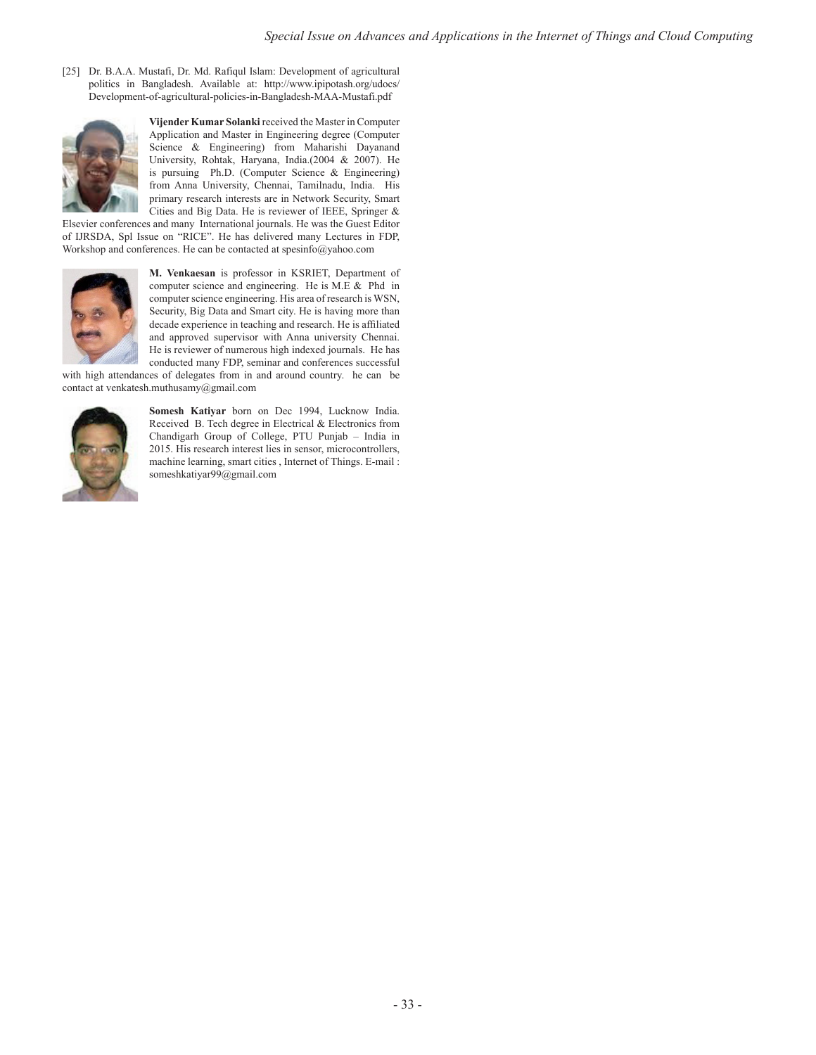[25] Dr. B.A.A. Mustafi, Dr. Md. Rafiqul Islam: Development of agricultural politics in Bangladesh. Available at: http://www.ipipotash.org/udocs/Development-of-agricultural-policies-in-Bangladesh-MAA-Mustafi.pdf

**Vijender Kumar Solanki** received the Master in Computer Application and Master in Engineering degree (Computer Science & Engineering) from Maharishi Dayanand University, Rohtak, Haryana, India.(2004 & 2007). He is pursuing Ph.D. (Computer Science & Engineering) from Anna University, Chennai, Tamilnadu, India. His primary research interests are in Network Security, Smart Cities and Big Data. He is reviewer of IEEE, Springer & Elsevier conferences and many International journals. He was the Guest Editor of IJRSDA, Spl Issue on "RICE". He has delivered many Lectures in FDP, Workshop and conferences. He can be contacted at spesinfo@yahoo.com

**M. Venkaesan** is professor in KSRIET, Department of computer science and engineering. He is M.E & Phd in computer science engineering. His area of research is WSN, Security, Big Data and Smart city. He is having more than decade experience in teaching and research. He is affiliated and approved supervisor with Anna university Chennai. He is reviewer of numerous high indexed journals. He has conducted many FDP, seminar and conferences successful with high attendances of delegates from in and around country. he can be contact at venkatesh.muthusamy@gmail.com

**Somesh Katiyar** born on Dec 1994, Lucknow India. Received B. Tech degree in Electrical & Electronics from Chandigarh Group of College, PTU Punjab – India in 2015. His research interest lies in sensor, microcontrollers, machine learning, smart cities , Internet of Things. E-mail : someshkatiyar99@gmail.com